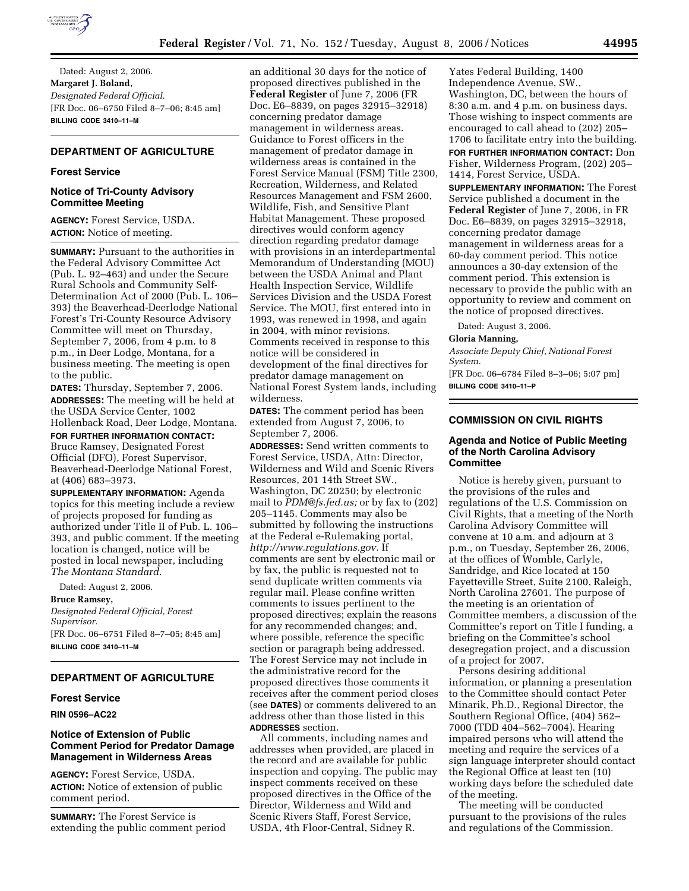Dated: August 2, 2006.

**Margaret J. Boland,**

*Designated Federal Official.*

[FR Doc. 06–6750 Filed 8–7–06; 8:45 am]

**BILLING CODE 3410–11–M**

## DEPARTMENT OF AGRICULTURE

### Forest Service

### Notice of Tri-County Advisory Committee Meeting

**AGENCY:** Forest Service, USDA.

**ACTION:** Notice of meeting.

**SUMMARY:** Pursuant to the authorities in the Federal Advisory Committee Act (Pub. L. 92–463) and under the Secure Rural Schools and Community Self-Determination Act of 2000 (Pub. L. 106–393) the Beaverhead-Deerlodge National Forest's Tri-County Resource Advisory Committee will meet on Thursday, September 7, 2006, from 4 p.m. to 8 p.m., in Deer Lodge, Montana, for a business meeting. The meeting is open to the public.

**DATES:** Thursday, September 7, 2006.

**ADDRESSES:** The meeting will be held at the USDA Service Center, 1002 Hollenback Road, Deer Lodge, Montana.

**FOR FURTHER INFORMATION CONTACT:** Bruce Ramsey, Designated Forest Official (DFO), Forest Supervisor, Beaverhead-Deerlodge National Forest, at (406) 683–3973.

**SUPPLEMENTARY INFORMATION:** Agenda topics for this meeting include a review of projects proposed for funding as authorized under Title II of Pub. L. 106–393, and public comment. If the meeting location is changed, notice will be posted in local newspaper, including *The Montana Standard.*

Dated: August 2, 2006.

**Bruce Ramsey,**

*Designated Federal Official, Forest Supervisor.*

[FR Doc. 06–6751 Filed 8–7–05; 8:45 am]

**BILLING CODE 3410–11–M**

## DEPARTMENT OF AGRICULTURE

### Forest Service

**RIN 0596–AC22**

### Notice of Extension of Public Comment Period for Predator Damage Management in Wilderness Areas

**AGENCY:** Forest Service, USDA.

**ACTION:** Notice of extension of public comment period.

**SUMMARY:** The Forest Service is extending the public comment period an additional 30 days for the notice of proposed directives published in the **Federal Register** of June 7, 2006 (FR Doc. E6–8839, on pages 32915–32918) concerning predator damage management in wilderness areas. Guidance to Forest officers in the management of predator damage in wilderness areas is contained in the Forest Service Manual (FSM) Title 2300, Recreation, Wilderness, and Related Resources Management and FSM 2600, Wildlife, Fish, and Sensitive Plant Habitat Management. These proposed directives would conform agency direction regarding predator damage with provisions in an interdepartmental Memorandum of Understanding (MOU) between the USDA Animal and Plant Health Inspection Service, Wildlife Services Division and the USDA Forest Service. The MOU, first entered into in 1993, was renewed in 1998, and again in 2004, with minor revisions. Comments received in response to this notice will be considered in development of the final directives for predator damage management on National Forest System lands, including wilderness.

**DATES:** The comment period has been extended from August 7, 2006, to September 7, 2006.

**ADDRESSES:** Send written comments to Forest Service, USDA, Attn: Director, Wilderness and Wild and Scenic Rivers Resources, 201 14th Street SW., Washington, DC 20250; by electronic mail to *PDM@fs.fed.us;* or by fax to (202) 205–1145. Comments may also be submitted by following the instructions at the Federal e-Rulemaking portal, *http://www.regulations.gov.* If comments are sent by electronic mail or by fax, the public is requested not to send duplicate written comments via regular mail. Please confine written comments to issues pertinent to the proposed directives; explain the reasons for any recommended changes; and, where possible, reference the specific section or paragraph being addressed. The Forest Service may not include in the administrative record for the proposed directives those comments it receives after the comment period closes (see **DATES**) or comments delivered to an address other than those listed in this **ADDRESSES** section.

All comments, including names and addresses when provided, are placed in the record and are available for public inspection and copying. The public may inspect comments received on these proposed directives in the Office of the Director, Wilderness and Wild and Scenic Rivers Staff, Forest Service, USDA, 4th Floor-Central, Sidney R. Yates Federal Building, 1400 Independence Avenue, SW., Washington, DC, between the hours of 8:30 a.m. and 4 p.m. on business days. Those wishing to inspect comments are encouraged to call ahead to (202) 205–1706 to facilitate entry into the building.

**FOR FURTHER INFORMATION CONTACT:** Don Fisher, Wilderness Program, (202) 205–1414, Forest Service, USDA.

**SUPPLEMENTARY INFORMATION:** The Forest Service published a document in the **Federal Register** of June 7, 2006, in FR Doc. E6–8839, on pages 32915–32918, concerning predator damage management in wilderness areas for a 60-day comment period. This notice announces a 30-day extension of the comment period. This extension is necessary to provide the public with an opportunity to review and comment on the notice of proposed directives.

Dated: August 3, 2006.

**Gloria Manning,**

*Associate Deputy Chief, National Forest System.*

[FR Doc. 06–6784 Filed 8–3–06; 5:07 pm]

**BILLING CODE 3410–11–P**

## COMMISSION ON CIVIL RIGHTS

### Agenda and Notice of Public Meeting of the North Carolina Advisory Committee

Notice is hereby given, pursuant to the provisions of the rules and regulations of the U.S. Commission on Civil Rights, that a meeting of the North Carolina Advisory Committee will convene at 10 a.m. and adjourn at 3 p.m., on Tuesday, September 26, 2006, at the offices of Womble, Carlyle, Sandridge, and Rice located at 150 Fayetteville Street, Suite 2100, Raleigh, North Carolina 27601. The purpose of the meeting is an orientation of Committee members, a discussion of the Committee's report on Title I funding, a briefing on the Committee's school desegregation project, and a discussion of a project for 2007.

Persons desiring additional information, or planning a presentation to the Committee should contact Peter Minarik, Ph.D., Regional Director, the Southern Regional Office, (404) 562–7000 (TDD 404–562–7004). Hearing impaired persons who will attend the meeting and require the services of a sign language interpreter should contact the Regional Office at least ten (10) working days before the scheduled date of the meeting.

The meeting will be conducted pursuant to the provisions of the rules and regulations of the Commission.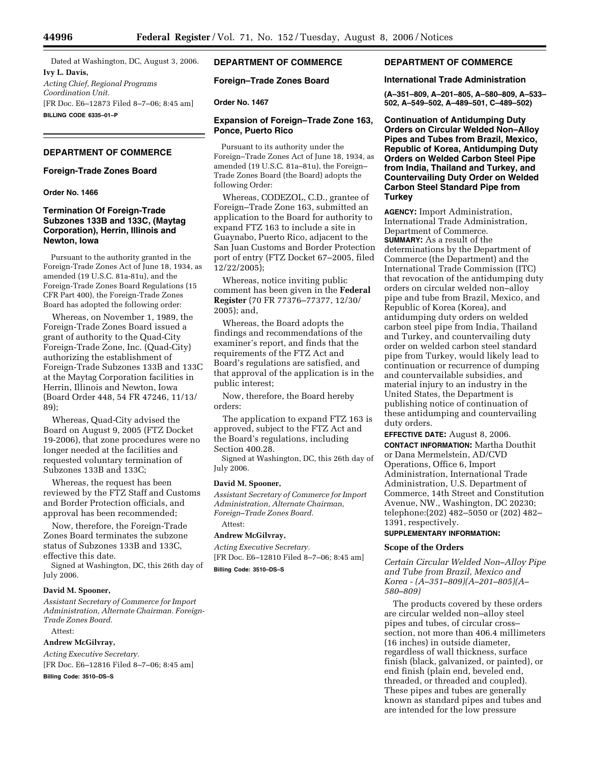Dated at Washington, DC, August 3, 2006.

**Ivy L. Davis,**

*Acting Chief, Regional Programs Coordination Unit.*

[FR Doc. E6–12873 Filed 8–7–06; 8:45 am]

**BILLING CODE 6335–01–P**

## DEPARTMENT OF COMMERCE

### Foreign-Trade Zones Board

**Order No. 1466**

### Termination Of Foreign-Trade Subzones 133B and 133C, (Maytag Corporation), Herrin, Illinois and Newton, Iowa

Pursuant to the authority granted in the Foreign-Trade Zones Act of June 18, 1934, as amended (19 U.S.C. 81a-81u), and the Foreign-Trade Zones Board Regulations (15 CFR Part 400), the Foreign-Trade Zones Board has adopted the following order:

Whereas, on November 1, 1989, the Foreign-Trade Zones Board issued a grant of authority to the Quad-City Foreign-Trade Zone, Inc. (Quad-City) authorizing the establishment of Foreign-Trade Subzones 133B and 133C at the Maytag Corporation facilities in Herrin, Illinois and Newton, Iowa (Board Order 448, 54 FR 47246, 11/13/89);

Whereas, Quad-City advised the Board on August 9, 2005 (FTZ Docket 19-2006), that zone procedures were no longer needed at the facilities and requested voluntary termination of Subzones 133B and 133C;

Whereas, the request has been reviewed by the FTZ Staff and Customs and Border Protection officials, and approval has been recommended;

Now, therefore, the Foreign-Trade Zones Board terminates the subzone status of Subzones 133B and 133C, effective this date.

Signed at Washington, DC, this 26th day of July 2006.

**David M. Spooner,**

*Assistant Secretary of Commerce for Import Administration, Alternate Chairman. Foreign-Trade Zones Board.*

Attest:

**Andrew McGilvray,**

*Acting Executive Secretary.*

[FR Doc. E6–12816 Filed 8–7–06; 8:45 am]

**Billing Code: 3510–DS–S**

## DEPARTMENT OF COMMERCE

### Foreign–Trade Zones Board

**Order No. 1467**

### Expansion of Foreign–Trade Zone 163, Ponce, Puerto Rico

Pursuant to its authority under the Foreign–Trade Zones Act of June 18, 1934, as amended (19 U.S.C. 81a–81u), the Foreign–Trade Zones Board (the Board) adopts the following Order:

Whereas, CODEZOL, C.D., grantee of Foreign–Trade Zone 163, submitted an application to the Board for authority to expand FTZ 163 to include a site in Guaynabo, Puerto Rico, adjacent to the San Juan Customs and Border Protection port of entry (FTZ Docket 67–2005, filed 12/22/2005);

Whereas, notice inviting public comment has been given in the **Federal Register** (70 FR 77376–77377, 12/30/2005); and,

Whereas, the Board adopts the findings and recommendations of the examiner's report, and finds that the requirements of the FTZ Act and Board's regulations are satisfied, and that approval of the application is in the public interest;

Now, therefore, the Board hereby orders:

The application to expand FTZ 163 is approved, subject to the FTZ Act and the Board's regulations, including Section 400.28.

Signed at Washington, DC, this 26th day of July 2006.

**David M. Spooner,**

*Assistant Secretary of Commerce for Import Administration, Alternate Chairman, Foreign–Trade Zones Board.*

Attest:

**Andrew McGilvray,**

*Acting Executive Secretary.*

[FR Doc. E6–12810 Filed 8–7–06; 8:45 am]

**Billing Code: 3510–DS–S**

## DEPARTMENT OF COMMERCE

### International Trade Administration

**(A–351–809, A–201–805, A–580–809, A–533–502, A–549–502, A–489–501, C–489–502)**

### Continuation of Antidumping Duty Orders on Circular Welded Non–Alloy Pipes and Tubes from Brazil, Mexico, Republic of Korea, Antidumping Duty Orders on Welded Carbon Steel Pipe from India, Thailand and Turkey, and Countervailing Duty Order on Welded Carbon Steel Standard Pipe from Turkey

**AGENCY:** Import Administration, International Trade Administration, Department of Commerce.

**SUMMARY:** As a result of the determinations by the Department of Commerce (the Department) and the International Trade Commission (ITC) that revocation of the antidumping duty orders on circular welded non–alloy pipe and tube from Brazil, Mexico, and Republic of Korea (Korea), and antidumping duty orders on welded carbon steel pipe from India, Thailand and Turkey, and countervailing duty order on welded carbon steel standard pipe from Turkey, would likely lead to continuation or recurrence of dumping and countervailable subsidies, and material injury to an industry in the United States, the Department is publishing notice of continuation of these antidumping and countervailing duty orders.

**EFFECTIVE DATE:** August 8, 2006.

**CONTACT INFORMATION:** Martha Douthit or Dana Mermelstein, AD/CVD Operations, Office 6, Import Administration, International Trade Administration, U.S. Department of Commerce, 14th Street and Constitution Avenue, NW., Washington, DC 20230; telephone:(202) 482–5050 or (202) 482–1391, respectively.

**SUPPLEMENTARY INFORMATION:**

#### Scope of the Orders

*Certain Circular Welded Non–Alloy Pipe and Tube from Brazil, Mexico and Korea - (A–351–809)(A–201–805)(A–580–809)*

The products covered by these orders are circular welded non–alloy steel pipes and tubes, of circular cross–section, not more than 406.4 millimeters (16 inches) in outside diameter, regardless of wall thickness, surface finish (black, galvanized, or painted), or end finish (plain end, beveled end, threaded, or threaded and coupled). These pipes and tubes are generally known as standard pipes and tubes and are intended for the low pressure